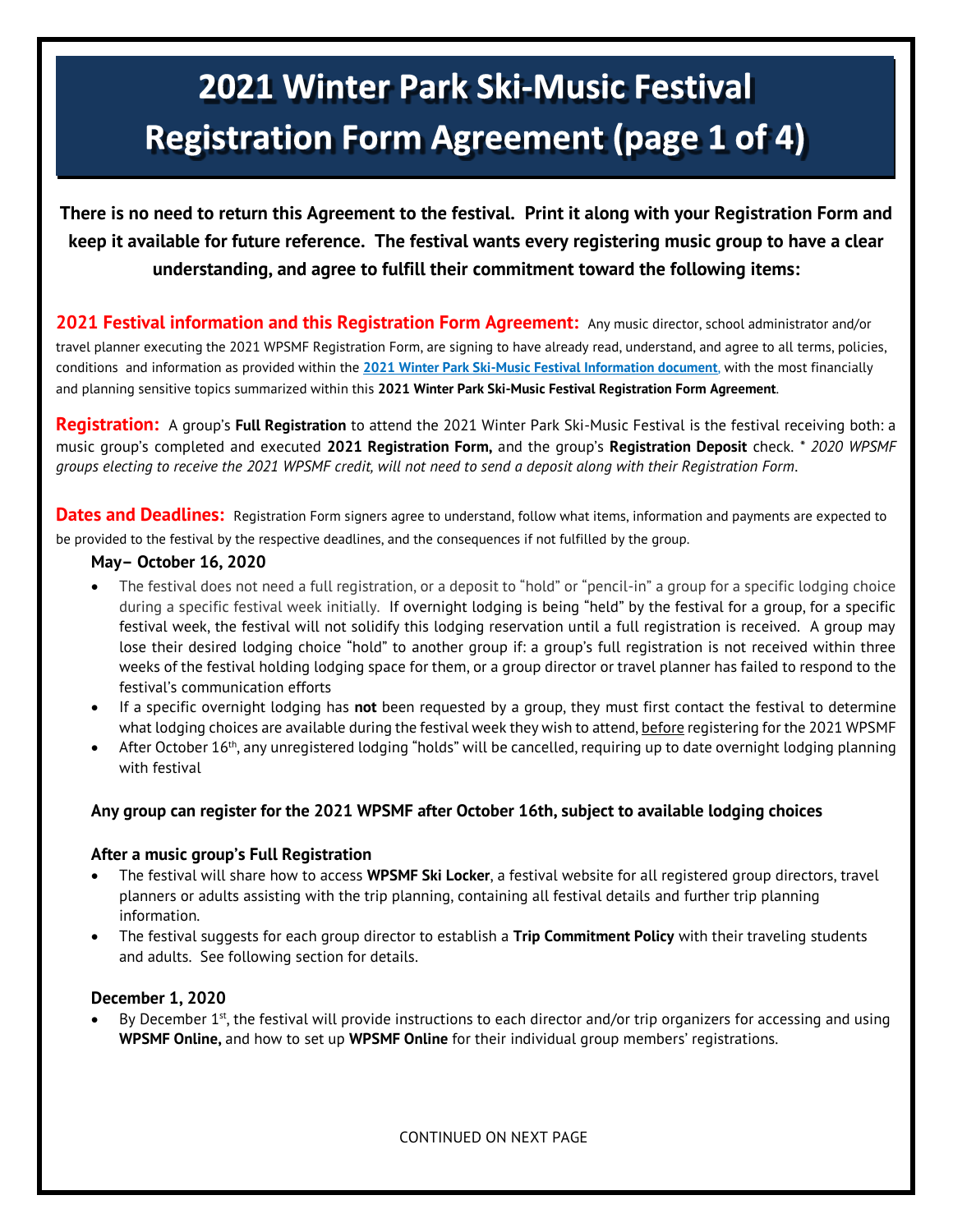# 2021 Winter Park Ski-Music Festival Registration Form Agreement (page 1 of 4)

**There is no need to return this Agreement to the festival. Print it along with your Registration Form and keep it available for future reference. The festival wants every registering music group to have a clear understanding, and agree to fulfill their commitment toward the following items:**

**2021 Festival information and this Registration Form Agreement:** Any music director, school administrator and/or travel planner executing the 2021 WPSMF Registration Form, are signing to have already read, understand, and agree to all terms, policies, conditions and information as provided within the **2021 Winter Park Ski-Music Festival Information document**, with the most financially and planning sensitive topics summarized within this **2021 Winter Park Ski-Music Festival Registration Form Agreement**.

**Registration:** A group's **Full Registration** to attend the 2021 Winter Park Ski-Music Festival is the festival receiving both: a music group's completed and executed **2021 Registration Form,** and the group's **Registration Deposit** check. * *2020 WPSMF groups electing to receive the 2021 WPSMF credit, will not need to send a deposit along with their Registration Form*.

**Dates and Deadlines:** Registration Form signers agree to understand, follow what items, information and payments are expected to be provided to the festival by the respective deadlines, and the consequences if not fulfilled by the group.

### May– October 16, 2020

- The festival does not need a full registration, or a deposit to "hold" or "pencil-in" a group for a specific lodging choice during a specific festival week initially. If overnight lodging is being "held" by the festival for a group, for a specific festival week, the festival will not solidify this lodging reservation until a full registration is received. A group may lose their desired lodging choice "hold" to another group if: a group's full registration is not received within three weeks of the festival holding lodging space for them, or a group director or travel planner has failed to respond to the festival's communication efforts
- If a specific overnight lodging has **not** been requested by a group, they must first contact the festival to determine what lodging choices are available during the festival week they wish to attend, before registering for the 2021 WPSMF
- After October 16th, any unregistered lodging "holds" will be cancelled, requiring up to date overnight lodging planning with festival

**Any group can register for the 2021 WPSMF after October 16th, subject to available lodging choices**

### After a music group's Full Registration

- The festival will share how to access **WPSMF Ski Locker**, a festival website for all registered group directors, travel planners or adults assisting with the trip planning, containing all festival details and further trip planning information.
- The festival suggests for each group director to establish a **Trip Commitment Policy** with their traveling students and adults. See following section for details.

### December 1, 2020

- By December 1st, the festival will provide instructions to each director and/or trip organizers for accessing and using **WPSMF Online,** and how to set up **WPSMF Online** for their individual group members' registrations.

CONTINUED ON NEXT PAGE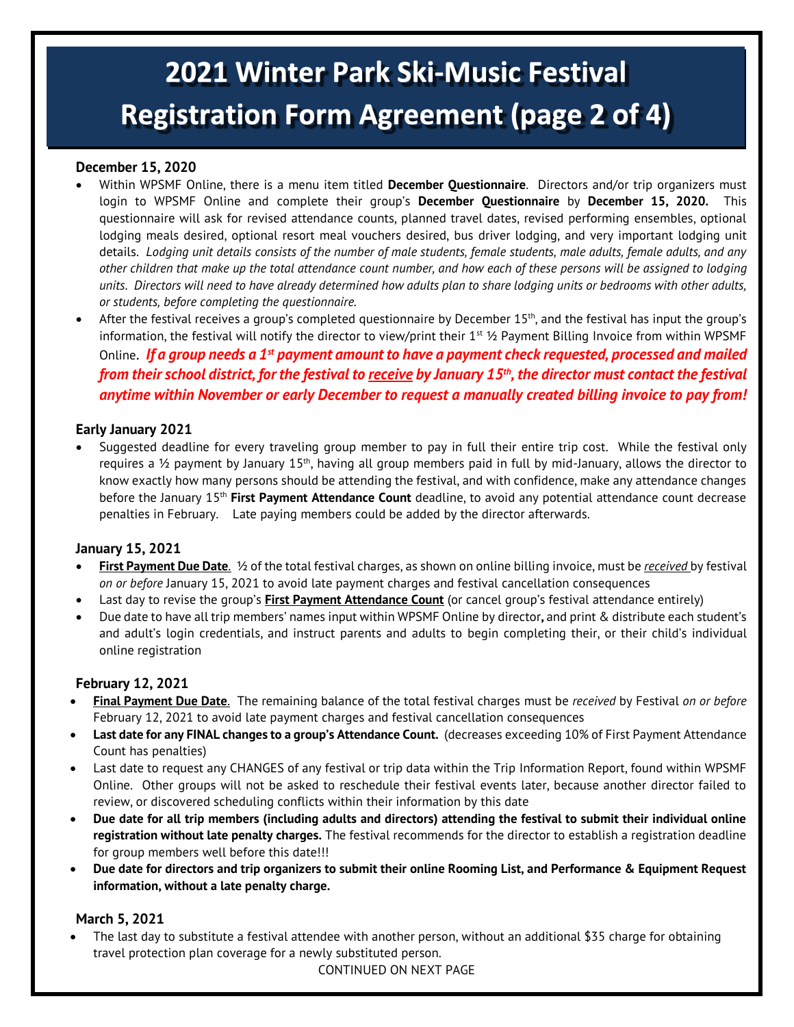# 2021 Winter Park Ski-Music Festival Registration Form Agreement (page 2 of 4)

### December 15, 2020

- Within WPSMF Online, there is a menu item titled **December Questionnaire**. Directors and/or trip organizers must login to WPSMF Online and complete their group's **December Questionnaire** by **December 15, 2020.** This questionnaire will ask for revised attendance counts, planned travel dates, revised performing ensembles, optional lodging meals desired, optional resort meal vouchers desired, bus driver lodging, and very important lodging unit details. *Lodging unit details consists of the number of male students, female students, male adults, female adults, and any other children that make up the total attendance count number, and how each of these persons will be assigned to lodging units. Directors will need to have already determined how adults plan to share lodging units or bedrooms with other adults, or students, before completing the questionnaire.*
- After the festival receives a group's completed questionnaire by December 15th, and the festival has input the group's information, the festival will notify the director to view/print their 1st ½ Payment Billing Invoice from within WPSMF Online. ***If a group needs a 1st payment amount to have a payment check requested, processed and mailed from their school district, for the festival to receive by January 15th, the director must contact the festival anytime within November or early December to request a manually created billing invoice to pay from!***

### Early January 2021

- Suggested deadline for every traveling group member to pay in full their entire trip cost. While the festival only requires a ½ payment by January 15th, having all group members paid in full by mid-January, allows the director to know exactly how many persons should be attending the festival, and with confidence, make any attendance changes before the January 15th **First Payment Attendance Count** deadline, to avoid any potential attendance count decrease penalties in February. Late paying members could be added by the director afterwards.

### January 15, 2021

- **First Payment Due Date**. ½ of the total festival charges, as shown on online billing invoice, must be *received* by festival *on or before* January 15, 2021 to avoid late payment charges and festival cancellation consequences
- Last day to revise the group's **First Payment Attendance Count** (or cancel group's festival attendance entirely)
- Due date to have all trip members' names input within WPSMF Online by director**,** and print & distribute each student's and adult's login credentials, and instruct parents and adults to begin completing their, or their child's individual online registration

### February 12, 2021

- **Final Payment Due Date**. The remaining balance of the total festival charges must be *received* by Festival *on or before* February 12, 2021 to avoid late payment charges and festival cancellation consequences
- **Last date for any FINAL changes to a group's Attendance Count.** (decreases exceeding 10% of First Payment Attendance Count has penalties)
- Last date to request any CHANGES of any festival or trip data within the Trip Information Report, found within WPSMF Online. Other groups will not be asked to reschedule their festival events later, because another director failed to review, or discovered scheduling conflicts within their information by this date
- **Due date for all trip members (including adults and directors) attending the festival to submit their individual online registration without late penalty charges.** The festival recommends for the director to establish a registration deadline for group members well before this date!!!
- **Due date for directors and trip organizers to submit their online Rooming List, and Performance & Equipment Request information, without a late penalty charge.**

### March 5, 2021

- The last day to substitute a festival attendee with another person, without an additional $35 charge for obtaining travel protection plan coverage for a newly substituted person.

CONTINUED ON NEXT PAGE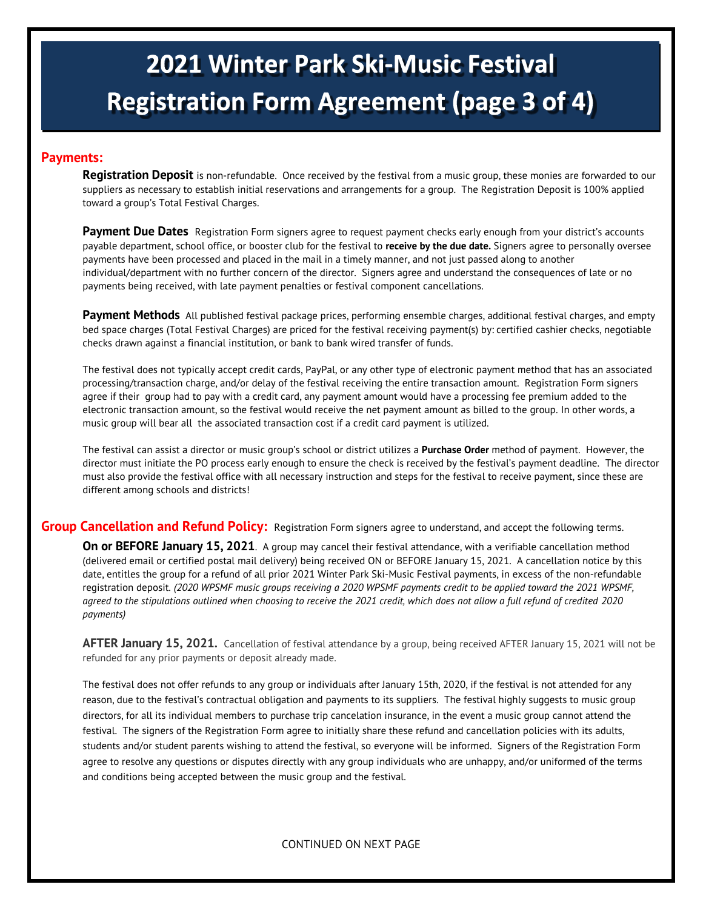# 2021 Winter Park Ski-Music Festival Registration Form Agreement (page 3 of 4)

## Payments:

**Registration Deposit** is non-refundable. Once received by the festival from a music group, these monies are forwarded to our suppliers as necessary to establish initial reservations and arrangements for a group. The Registration Deposit is 100% applied toward a group's Total Festival Charges.

**Payment Due Dates** Registration Form signers agree to request payment checks early enough from your district's accounts payable department, school office, or booster club for the festival to **receive by the due date.** Signers agree to personally oversee payments have been processed and placed in the mail in a timely manner, and not just passed along to another individual/department with no further concern of the director. Signers agree and understand the consequences of late or no payments being received, with late payment penalties or festival component cancellations.

**Payment Methods** All published festival package prices, performing ensemble charges, additional festival charges, and empty bed space charges (Total Festival Charges) are priced for the festival receiving payment(s) by: certified cashier checks, negotiable checks drawn against a financial institution, or bank to bank wired transfer of funds.

The festival does not typically accept credit cards, PayPal, or any other type of electronic payment method that has an associated processing/transaction charge, and/or delay of the festival receiving the entire transaction amount. Registration Form signers agree if their group had to pay with a credit card, any payment amount would have a processing fee premium added to the electronic transaction amount, so the festival would receive the net payment amount as billed to the group. In other words, a music group will bear all the associated transaction cost if a credit card payment is utilized.

The festival can assist a director or music group's school or district utilizes a **Purchase Order** method of payment. However, the director must initiate the PO process early enough to ensure the check is received by the festival's payment deadline. The director must also provide the festival office with all necessary instruction and steps for the festival to receive payment, since these are different among schools and districts!

## Group Cancellation and Refund Policy:

Registration Form signers agree to understand, and accept the following terms.

**On or BEFORE January 15, 2021**. A group may cancel their festival attendance, with a verifiable cancellation method (delivered email or certified postal mail delivery) being received ON or BEFORE January 15, 2021. A cancellation notice by this date, entitles the group for a refund of all prior 2021 Winter Park Ski-Music Festival payments, in excess of the non-refundable registration deposit. *(2020 WPSMF music groups receiving a 2020 WPSMF payments credit to be applied toward the 2021 WPSMF, agreed to the stipulations outlined when choosing to receive the 2021 credit, which does not allow a full refund of credited 2020 payments)*

**AFTER January 15, 2021.** Cancellation of festival attendance by a group, being received AFTER January 15, 2021 will not be refunded for any prior payments or deposit already made.

The festival does not offer refunds to any group or individuals after January 15th, 2020, if the festival is not attended for any reason, due to the festival's contractual obligation and payments to its suppliers. The festival highly suggests to music group directors, for all its individual members to purchase trip cancelation insurance, in the event a music group cannot attend the festival. The signers of the Registration Form agree to initially share these refund and cancellation policies with its adults, students and/or student parents wishing to attend the festival, so everyone will be informed. Signers of the Registration Form agree to resolve any questions or disputes directly with any group individuals who are unhappy, and/or uformed of the terms and conditions being accepted between the music group and the festival.

CONTINUED ON NEXT PAGE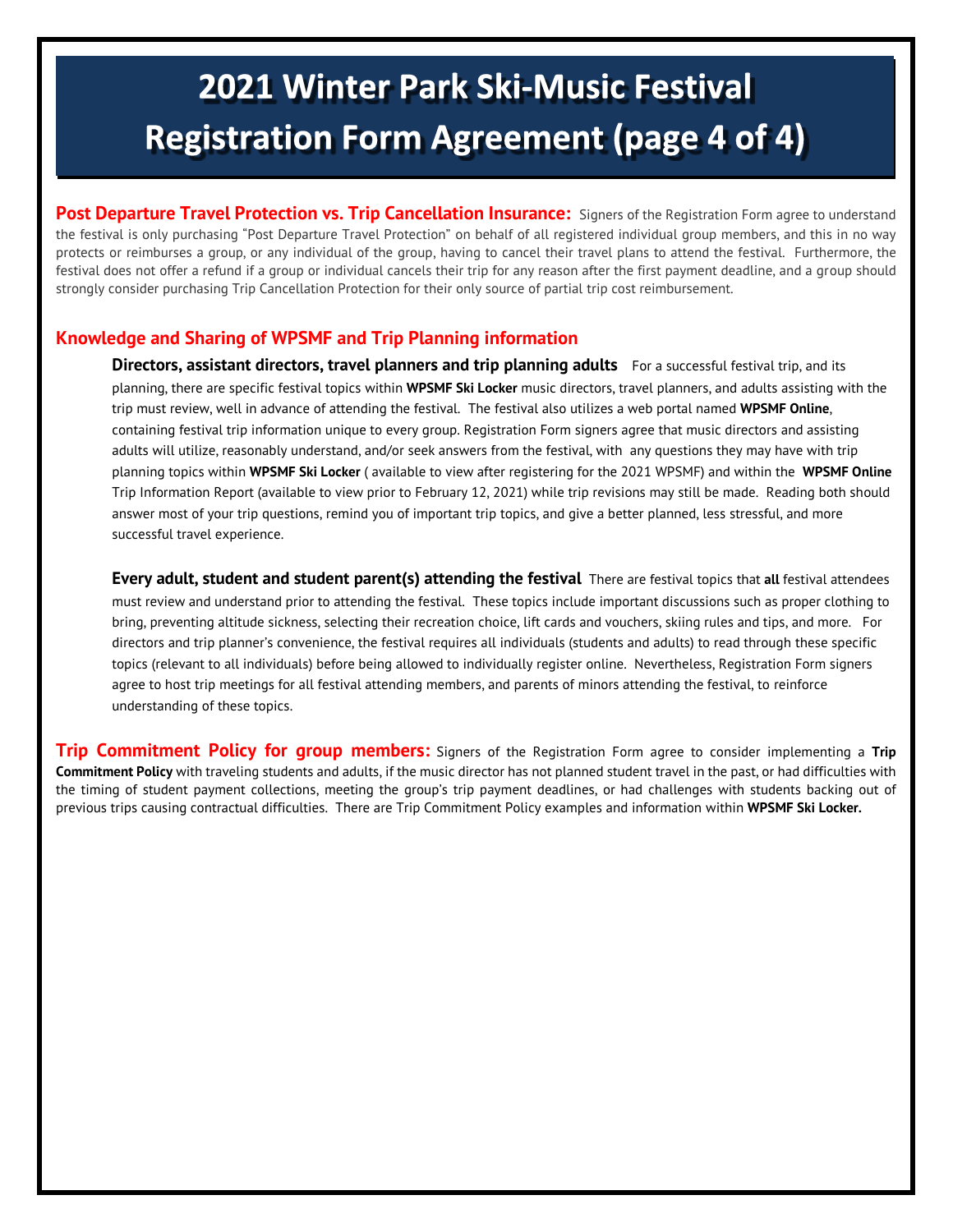# 2021 Winter Park Ski-Music Festival Registration Form Agreement (page 4 of 4)

**Post Departure Travel Protection vs. Trip Cancellation Insurance:** Signers of the Registration Form agree to understand the festival is only purchasing "Post Departure Travel Protection" on behalf of all registered individual group members, and this in no way protects or reimburses a group, or any individual of the group, having to cancel their travel plans to attend the festival. Furthermore, the festival does not offer a refund if a group or individual cancels their trip for any reason after the first payment deadline, and a group should strongly consider purchasing Trip Cancellation Protection for their only source of partial trip cost reimbursement.

## Knowledge and Sharing of WPSMF and Trip Planning information

**Directors, assistant directors, travel planners and trip planning adults** For a successful festival trip, and its planning, there are specific festival topics within **WPSMF Ski Locker** music directors, travel planners, and adults assisting with the trip must review, well in advance of attending the festival. The festival also utilizes a web portal named **WPSMF Online**, containing festival trip information unique to every group. Registration Form signers agree that music directors and assisting adults will utilize, reasonably understand, and/or seek answers from the festival, with any questions they may have with trip planning topics within **WPSMF Ski Locker** ( available to view after registering for the 2021 WPSMF) and within the **WPSMF Online** Trip Information Report (available to view prior to February 12, 2021) while trip revisions may still be made. Reading both should answer most of your trip questions, remind you of important trip topics, and give a better planned, less stressful, and more successful travel experience.

**Every adult, student and student parent(s) attending the festival** There are festival topics that **all** festival attendees must review and understand prior to attending the festival. These topics include important discussions such as proper clothing to bring, preventing altitude sickness, selecting their recreation choice, lift cards and vouchers, skiing rules and tips, and more. For directors and trip planner's convenience, the festival requires all individuals (students and adults) to read through these specific topics (relevant to all individuals) before being allowed to individually register online. Nevertheless, Registration Form signers agree to host trip meetings for all festival attending members, and parents of minors attending the festival, to reinforce understanding of these topics.

**Trip Commitment Policy for group members:** Signers of the Registration Form agree to consider implementing a **Trip Commitment Policy** with traveling students and adults, if the music director has not planned student travel in the past, or had difficulties with the timing of student payment collections, meeting the group's trip payment deadlines, or had challenges with students backing out of previous trips causing contractual difficulties. There are Trip Commitment Policy examples and information within **WPSMF Ski Locker.**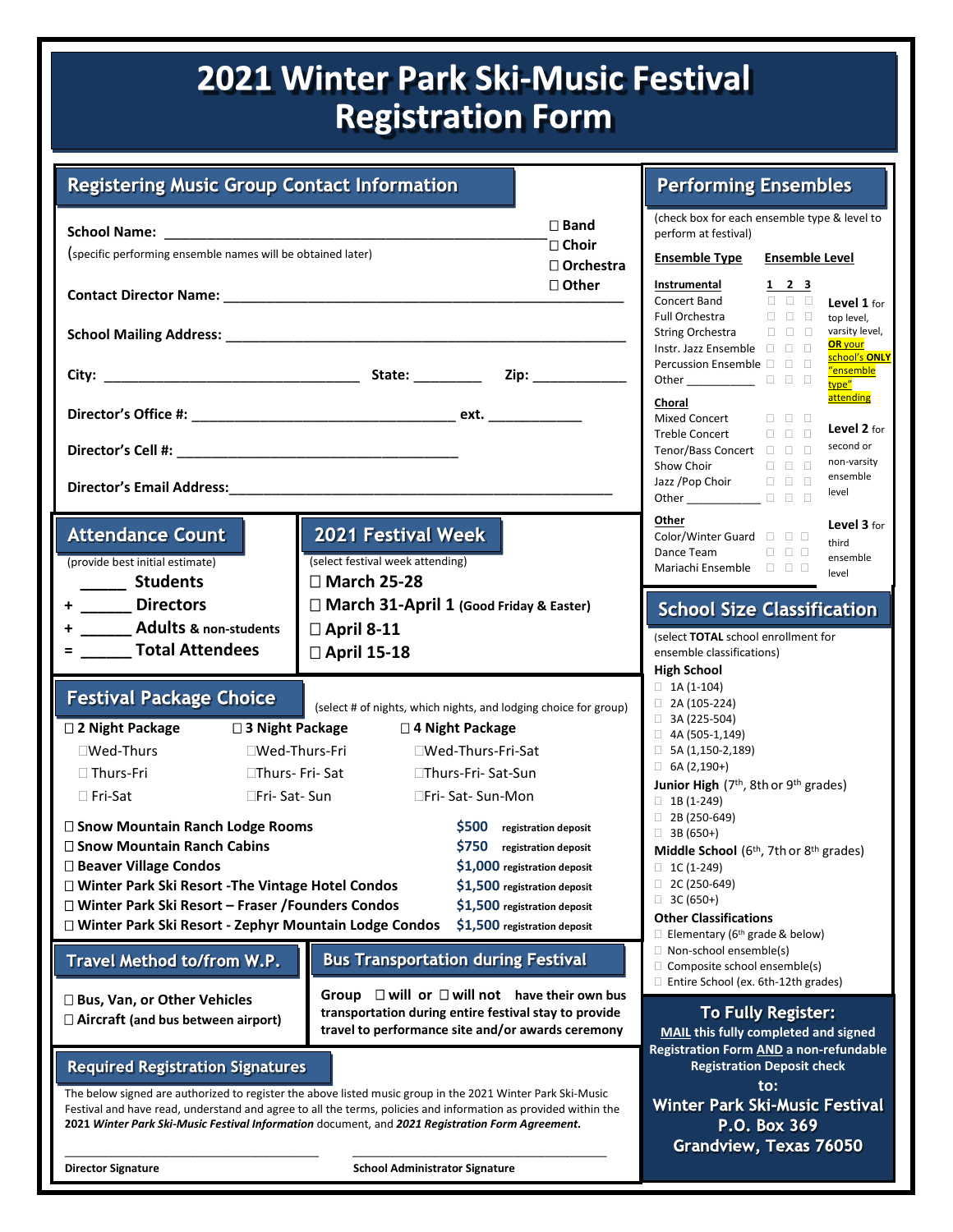# 2021 Winter Park Ski-Music Festival Registration Form

## Registering Music Group Contact Information

**School Name:** ______________________________________________ ☐ **Band** ☐ **Choir** ☐ **Orchestra** ☐ **Other**

(specific performing ensemble names will be obtained later)

**Contact Director Name:** ______________________________________________

**School Mailing Address:** ______________________________________________

**City:** ______________________ **State:** ________ **Zip:** ____________

**Director's Office #:** ______________________ **ext.** ____________

**Director's Cell #:** ______________________

**Director's Email Address:** ______________________________________________

## Attendance Count

(provide best initial estimate)

_____ **Students**

\+ _____ **Directors**

\+ _____ **Adults** & non-students

= _____ **Total Attendees**

## 2021 Festival Week

(select festival week attending)

☐ **March 25-28**

☐ **March 31-April 1** (Good Friday & Easter)

☐ **April 8-11**

☐ **April 15-18**

## Festival Package Choice

(select # of nights, which nights, and lodging choice for group)

| ☐ 2 Night Package | ☐ 3 Night Package | ☐ 4 Night Package |
|---|---|---|
| ☐Wed-Thurs | ☐Wed-Thurs-Fri | ☐Wed-Thurs-Fri-Sat |
| ☐ Thurs-Fri | ☐Thurs- Fri- Sat | ☐Thurs-Fri- Sat-Sun |
| ☐ Fri-Sat | ☐Fri- Sat- Sun | ☐Fri- Sat- Sun-Mon |

| | |
|---|---|
| ☐ **Snow Mountain Ranch Lodge Rooms** | **$500** registration deposit |
| ☐ **Snow Mountain Ranch Cabins** | **$750** registration deposit |
| ☐ **Beaver Village Condos** | **$1,000** registration deposit |
| ☐ **Winter Park Ski Resort -The Vintage Hotel Condos** | **$1,500** registration deposit |
| ☐ **Winter Park Ski Resort – Fraser /Founders Condos** | **$1,500** registration deposit |
| ☐ **Winter Park Ski Resort - Zephyr Mountain Lodge Condos** | **$1,500** registration deposit |

## Travel Method to/from W.P.

☐ **Bus, Van, or Other Vehicles**

☐ **Aircraft (and bus between airport)**

## Bus Transportation during Festival

**Group** ☐ **will or** ☐ **will not have their own bus transportation during entire festival stay to provide travel to performance site and/or awards ceremony**

## Required Registration Signatures

The below signed are authorized to register the above listed music group in the 2021 Winter Park Ski-Music Festival and have read, understand and agree to all the terms, policies and information as provided within the **2021 *Winter Park Ski-Music Festival Information*** document, and ***2021 Registration Form Agreement.***

______________________________ ______________________________

**Director Signature** **School Administrator Signature**

## Performing Ensembles

(check box for each ensemble type & level to perform at festival)

| Ensemble Type | Ensemble Level 1 | 2 | 3 |
|---|---|---|---|
| **Instrumental** | | | |
| Concert Band | ☐ | ☐ | ☐ |
| Full Orchestra | ☐ | ☐ | ☐ |
| String Orchestra | ☐ | ☐ | ☐ |
| Instr. Jazz Ensemble | ☐ | ☐ | ☐ |
| Percussion Ensemble | ☐ | ☐ | ☐ |
| Other __________ | ☐ | ☐ | ☐ |
| **Choral** | | | |
| Mixed Concert | ☐ | ☐ | ☐ |
| Treble Concert | ☐ | ☐ | ☐ |
| Tenor/Bass Concert | ☐ | ☐ | ☐ |
| Show Choir | ☐ | ☐ | ☐ |
| Jazz /Pop Choir | ☐ | ☐ | ☐ |
| Other __________ | ☐ | ☐ | ☐ |
| **Other** | | | |
| Color/Winter Guard | ☐ | ☐ | ☐ |
| Dance Team | ☐ | ☐ | ☐ |
| Mariachi Ensemble | ☐ | ☐ | ☐ |

**Level 1** for top level, varsity level, **OR your school's ONLY "ensemble type" attending**

**Level 2** for second or non-varsity ensemble level

**Level 3** for third ensemble level

## School Size Classification

(select **TOTAL** school enrollment for ensemble classifications)

**High School**

- ☐ 1A (1-104)
- ☐ 2A (105-224)
- ☐ 3A (225-504)
- ☐ 4A (505-1,149)
- ☐ 5A (1,150-2,189)
- ☐ 6A (2,190+)

**Junior High** (7th, 8th or 9th grades)

- ☐ 1B (1-249)
- ☐ 2B (250-649)
- ☐ 3B (650+)

**Middle School** (6th, 7th or 8th grades)

- ☐ 1C (1-249)
- ☐ 2C (250-649)
- ☐ 3C (650+)

**Other Classifications**

- ☐ Elementary (6th grade & below)
- ☐ Non-school ensemble(s)
- ☐ Composite school ensemble(s)
- ☐ Entire School (ex. 6th-12th grades)

## To Fully Register:

**MAIL this fully completed and signed Registration Form AND a non-refundable Registration Deposit check**

**to:**

**Winter Park Ski-Music Festival**
**P.O. Box 369**
**Grandview, Texas 76050**